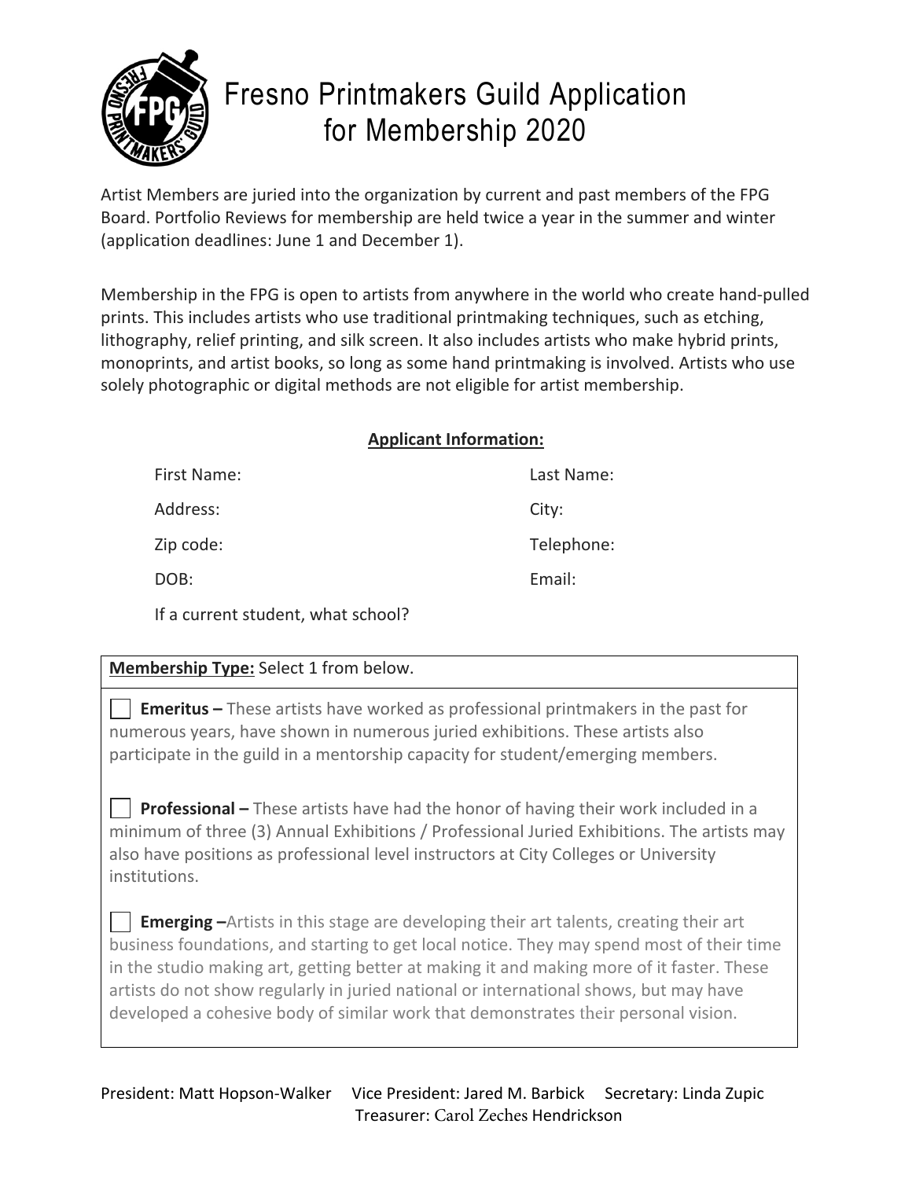# Fresno Printmakers Guild Application for Membership 2020

Artist Members are juried into the organization by current and past members of the FPG Board. Portfolio Reviews for membership are held twice a year in the summer and winter (application deadlines: June 1 and December 1).

Membership in the FPG is open to artists from anywhere in the world who create hand-pulled prints. This includes artists who use traditional printmaking techniques, such as etching, lithography, relief printing, and silk screen. It also includes artists who make hybrid prints, monoprints, and artist books, so long as some hand printmaking is involved. Artists who use solely photographic or digital methods are not eligible for artist membership.

## Applicant Information:

First Name:

Last Name:

Address:

City:

Zip code:

Telephone:

DOB:

Email:

If a current student, what school?

**Membership Type:** Select 1 from below.

☐ **Emeritus –** These artists have worked as professional printmakers in the past for numerous years, have shown in numerous juried exhibitions. These artists also participate in the guild in a mentorship capacity for student/emerging members.

☐ **Professional –** These artists have had the honor of having their work included in a minimum of three (3) Annual Exhibitions / Professional Juried Exhibitions. The artists may also have positions as professional level instructors at City Colleges or University institutions.

☐ **Emerging –**Artists in this stage are developing their art talents, creating their art business foundations, and starting to get local notice. They may spend most of their time in the studio making art, getting better at making it and making more of it faster. These artists do not show regularly in juried national or international shows, but may have developed a cohesive body of similar work that demonstrates their personal vision.

President: Matt Hopson-Walker Vice President: Jared M. Barbick Secretary: Linda Zupic Treasurer: Carol Zeches Hendrickson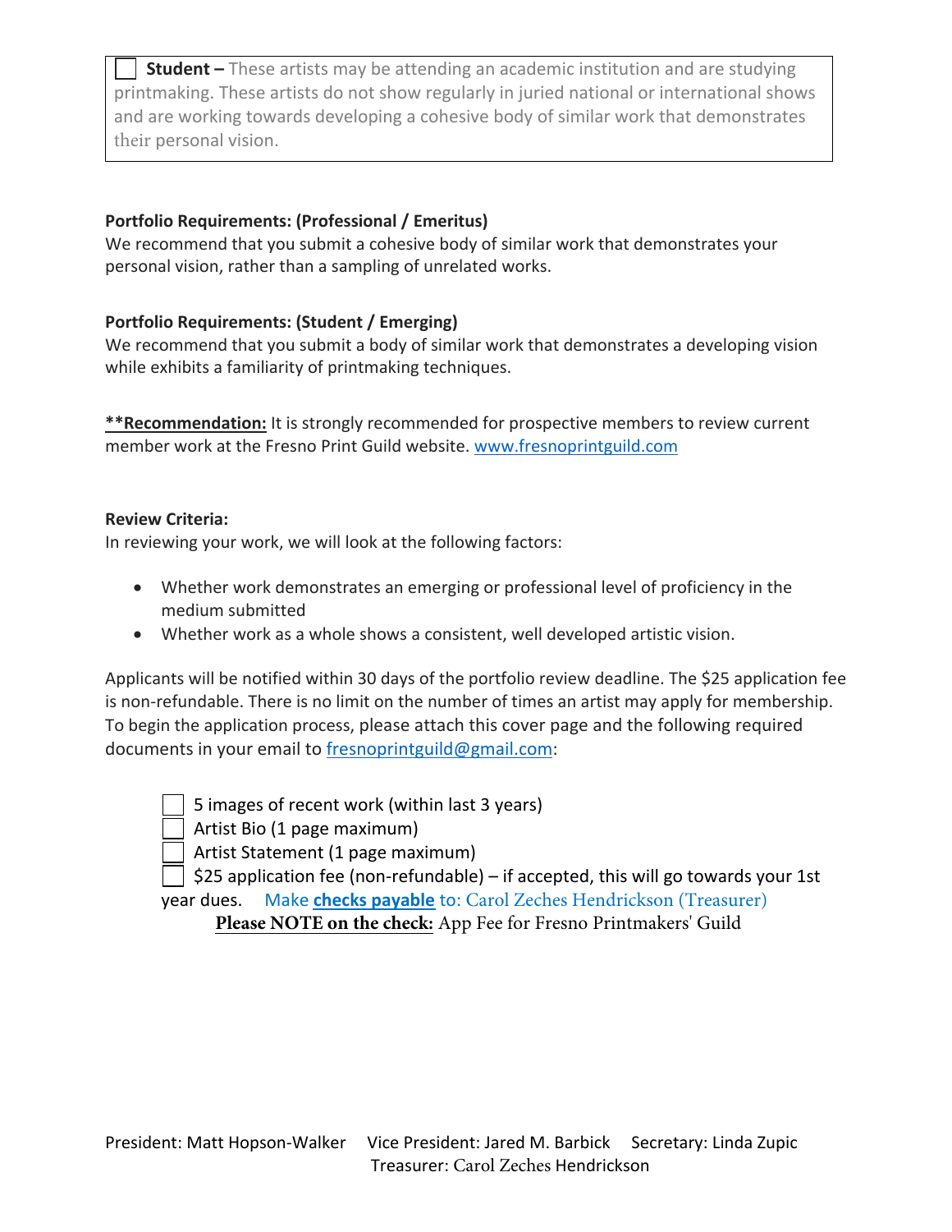☐ **Student –** These artists may be attending an academic institution and are studying printmaking. These artists do not show regularly in juried national or international shows and are working towards developing a cohesive body of similar work that demonstrates their personal vision.

**Portfolio Requirements: (Professional / Emeritus)**
We recommend that you submit a cohesive body of similar work that demonstrates your personal vision, rather than a sampling of unrelated works.

**Portfolio Requirements: (Student / Emerging)**
We recommend that you submit a body of similar work that demonstrates a developing vision while exhibits a familiarity of printmaking techniques.

**\*\*Recommendation:** It is strongly recommended for prospective members to review current member work at the Fresno Print Guild website. [www.fresnoprintguild.com](http://www.fresnoprintguild.com)

**Review Criteria:**
In reviewing your work, we will look at the following factors:

- Whether work demonstrates an emerging or professional level of proficiency in the medium submitted
- Whether work as a whole shows a consistent, well developed artistic vision.

Applicants will be notified within 30 days of the portfolio review deadline. The $25 application fee is non-refundable. There is no limit on the number of times an artist may apply for membership. To begin the application process, please attach this cover page and the following required documents in your email to [fresnoprintguild@gmail.com](mailto:fresnoprintguild@gmail.com):

☐ 5 images of recent work (within last 3 years)
☐ Artist Bio (1 page maximum)
☐ Artist Statement (1 page maximum)
☐ $25 application fee (non-refundable) – if accepted, this will go towards your 1st year dues. Make **checks payable** to: Carol Zeches Hendrickson (Treasurer)

**Please NOTE on the check:** App Fee for Fresno Printmakers' Guild

President: Matt Hopson-Walker Vice President: Jared M. Barbick Secretary: Linda Zupic Treasurer: Carol Zeches Hendrickson